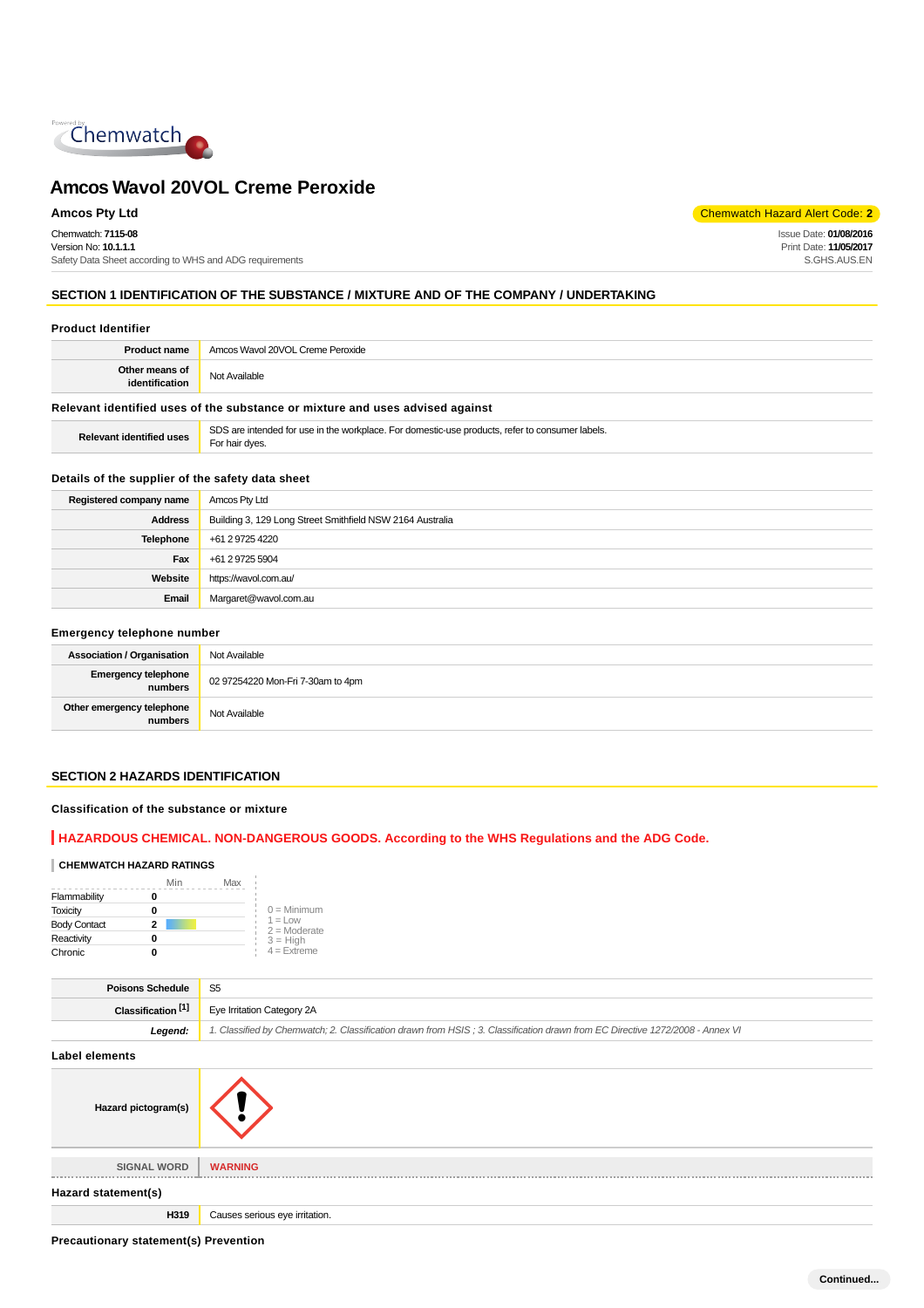# Amcos Wavol 20VOL Creme Peroxide

**Amcos Pty Ltd**

Chemwatch Hazard Alert Code: **2**

Chemwatch: **7115-08**
Version No: **10.1.1.1**
Safety Data Sheet according to WHS and ADG requirements

Issue Date: **01/08/2016**
Print Date: **11/05/2017**
S.GHS.AUS.EN

## SECTION 1 IDENTIFICATION OF THE SUBSTANCE / MIXTURE AND OF THE COMPANY / UNDERTAKING

### Product Identifier

| | |
|---|---|
| **Product name** | Amcos Wavol 20VOL Creme Peroxide |
| **Other means of identification** | Not Available |

### Relevant identified uses of the substance or mixture and uses advised against

| | |
|---|---|
| **Relevant identified uses** | SDS are intended for use in the workplace. For domestic-use products, refer to consumer labels.<br>For hair dyes. |

### Details of the supplier of the safety data sheet

| | |
|---|---|
| **Registered company name** | Amcos Pty Ltd |
| **Address** | Building 3, 129 Long Street Smithfield NSW 2164 Australia |
| **Telephone** | +61 2 9725 4220 |
| **Fax** | +61 2 9725 5904 |
| **Website** | https://wavol.com.au/ |
| **Email** | Margaret@wavol.com.au |

### Emergency telephone number

| | |
|---|---|
| **Association / Organisation** | Not Available |
| **Emergency telephone numbers** | 02 97254220 Mon-Fri 7-30am to 4pm |
| **Other emergency telephone numbers** | Not Available |

## SECTION 2 HAZARDS IDENTIFICATION

### Classification of the substance or mixture

**HAZARDOUS CHEMICAL. NON-DANGEROUS GOODS. According to the WHS Regulations and the ADG Code.**

**CHEMWATCH HAZARD RATINGS**

| | Min | Max |
|---|---|---|
| Flammability | 0 | |
| Toxicity | 0 | |
| Body Contact | 2 | |
| Reactivity | 0 | |
| Chronic | 0 | |

0 = Minimum
1 = Low
2 = Moderate
3 = High
4 = Extreme

| | |
|---|---|
| **Poisons Schedule** | S5 |
| **Classification [1]** | Eye Irritation Category 2A |
| ***Legend:*** | *1. Classified by Chemwatch; 2. Classification drawn from HSIS ; 3. Classification drawn from EC Directive 1272/2008 - Annex VI* |

### Label elements

| | |
|---|---|
| **Hazard pictogram(s)** | |
| **SIGNAL WORD** | **WARNING** |

### Hazard statement(s)

| | |
|---|---|
| **H319** | Causes serious eye irritation. |

### Precautionary statement(s) Prevention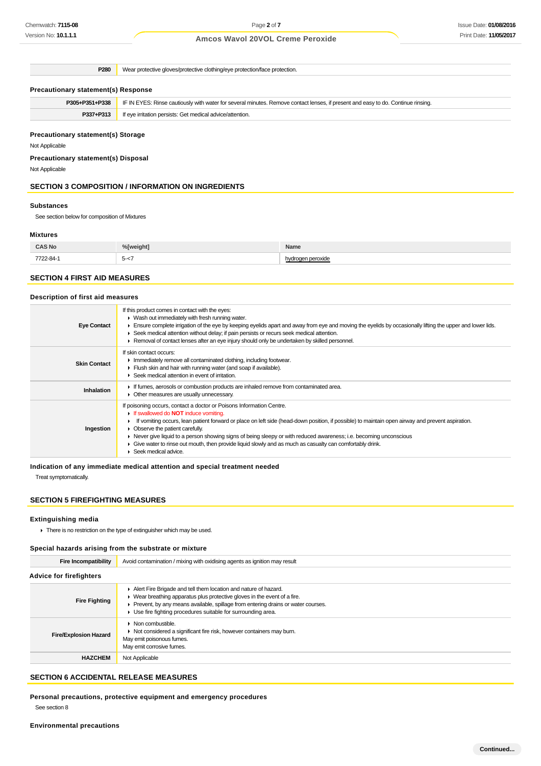| | |
|---|---|
| **P280** | Wear protective gloves/protective clothing/eye protection/face protection. |

### Precautionary statement(s) Response

| | |
|---|---|
| **P305+P351+P338** | IF IN EYES: Rinse cautiously with water for several minutes. Remove contact lenses, if present and easy to do. Continue rinsing. |
| **P337+P313** | If eye irritation persists: Get medical advice/attention. |

### Precautionary statement(s) Storage

Not Applicable

### Precautionary statement(s) Disposal

Not Applicable

## SECTION 3 COMPOSITION / INFORMATION ON INGREDIENTS

### Substances

See section below for composition of Mixtures

### Mixtures

| CAS No | %[weight] | Name |
|---|---|---|
| 7722-84-1 | 5-<7 | hydrogen peroxide |

## SECTION 4 FIRST AID MEASURES

### Description of first aid measures

| | |
|---|---|
| **Eye Contact** | If this product comes in contact with the eyes:<br>▸ Wash out immediately with fresh running water.<br>▸ Ensure complete irrigation of the eye by keeping eyelids apart and away from eye and moving the eyelids by occasionally lifting the upper and lower lids.<br>▸ Seek medical attention without delay; if pain persists or recurs seek medical attention.<br>▸ Removal of contact lenses after an eye injury should only be undertaken by skilled personnel. |
| **Skin Contact** | If skin contact occurs:<br>▸ Immediately remove all contaminated clothing, including footwear.<br>▸ Flush skin and hair with running water (and soap if available).<br>▸ Seek medical attention in event of irritation. |
| **Inhalation** | ▸ If fumes, aerosols or combustion products are inhaled remove from contaminated area.<br>▸ Other measures are usually unnecessary. |
| **Ingestion** | If poisoning occurs, contact a doctor or Poisons Information Centre.<br>▸ If swallowed do **NOT** induce vomiting.<br>▸ If vomiting occurs, lean patient forward or place on left side (head-down position, if possible) to maintain open airway and prevent aspiration.<br>▸ Observe the patient carefully.<br>▸ Never give liquid to a person showing signs of being sleepy or with reduced awareness; i.e. becoming unconscious<br>▸ Give water to rinse out mouth, then provide liquid slowly and as much as casualty can comfortably drink.<br>▸ Seek medical advice. |

### Indication of any immediate medical attention and special treatment needed

Treat symptomatically.

## SECTION 5 FIREFIGHTING MEASURES

### Extinguishing media

- There is no restriction on the type of extinguisher which may be used.

### Special hazards arising from the substrate or mixture

| | |
|---|---|
| **Fire Incompatibility** | Avoid contamination / mixing with oxidising agents as ignition may result |

### Advice for firefighters

| | |
|---|---|
| **Fire Fighting** | ▸ Alert Fire Brigade and tell them location and nature of hazard.<br>▸ Wear breathing apparatus plus protective gloves in the event of a fire.<br>▸ Prevent, by any means available, spillage from entering drains or water courses.<br>▸ Use fire fighting procedures suitable for surrounding area. |
| **Fire/Explosion Hazard** | ▸ Non combustible.<br>▸ Not considered a significant fire risk, however containers may burn.<br>May emit poisonous fumes.<br>May emit corrosive fumes. |
| **HAZCHEM** | Not Applicable |

## SECTION 6 ACCIDENTAL RELEASE MEASURES

### Personal precautions, protective equipment and emergency procedures

See section 8

### Environmental precautions

Continued...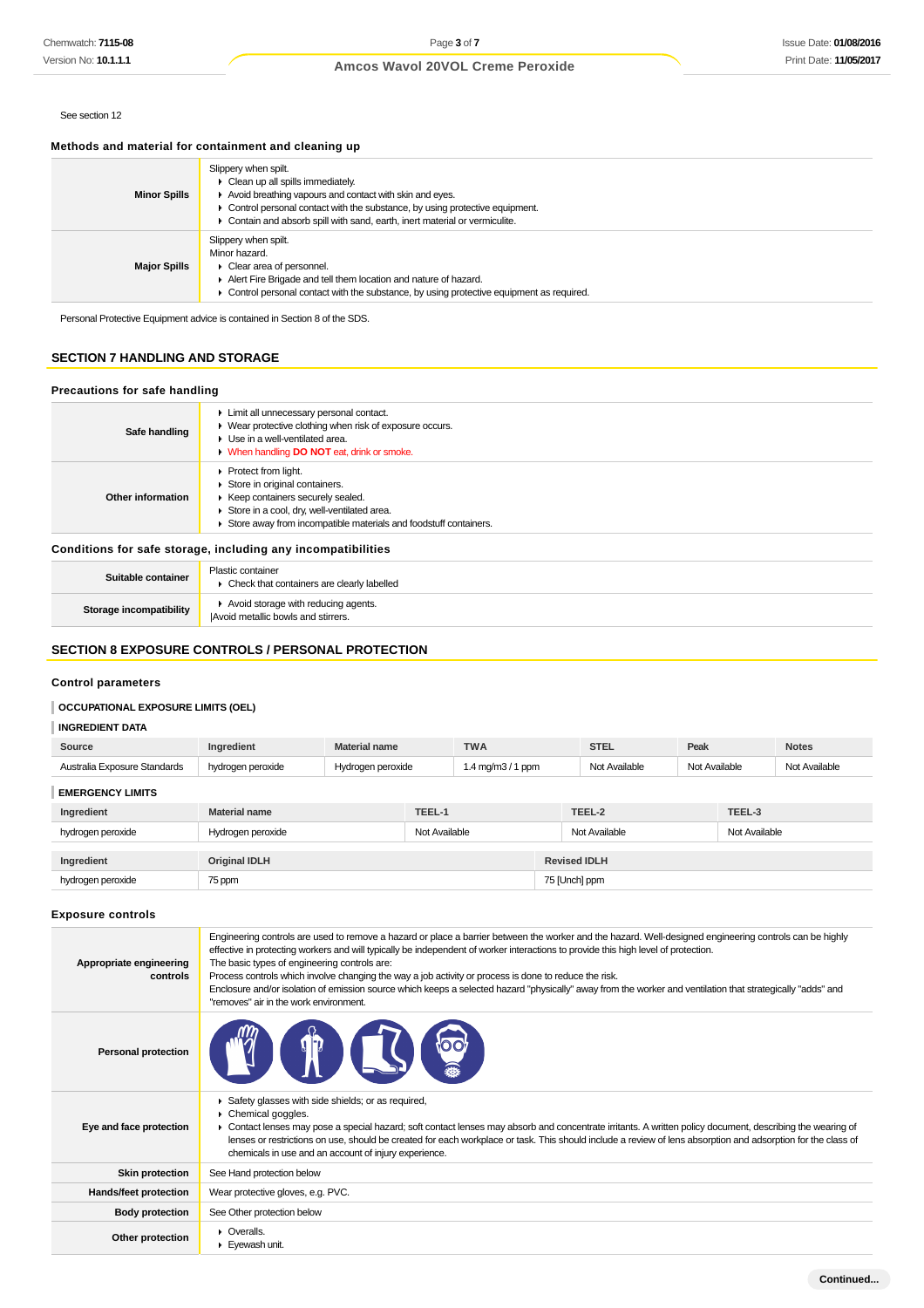See section 12

### Methods and material for containment and cleaning up

| | |
|---|---|
| **Minor Spills** | Slippery when spilt.<br>▸ Clean up all spills immediately.<br>▸ Avoid breathing vapours and contact with skin and eyes.<br>▸ Control personal contact with the substance, by using protective equipment.<br>▸ Contain and absorb spill with sand, earth, inert material or vermiculite. |
| **Major Spills** | Slippery when spilt.<br>Minor hazard.<br>▸ Clear area of personnel.<br>▸ Alert Fire Brigade and tell them location and nature of hazard.<br>▸ Control personal contact with the substance, by using protective equipment as required. |

Personal Protective Equipment advice is contained in Section 8 of the SDS.

## SECTION 7 HANDLING AND STORAGE

### Precautions for safe handling

| | |
|---|---|
| **Safe handling** | ▸ Limit all unnecessary personal contact.<br>▸ Wear protective clothing when risk of exposure occurs.<br>▸ Use in a well-ventilated area.<br>▸ When handling **DO NOT** eat, drink or smoke. |
| **Other information** | ▸ Protect from light.<br>▸ Store in original containers.<br>▸ Keep containers securely sealed.<br>▸ Store in a cool, dry, well-ventilated area.<br>▸ Store away from incompatible materials and foodstuff containers. |

### Conditions for safe storage, including any incompatibilities

| | |
|---|---|
| **Suitable container** | Plastic container<br>▸ Check that containers are clearly labelled |
| **Storage incompatibility** | ▸ Avoid storage with reducing agents.<br>\|Avoid metallic bowls and stirrers. |

## SECTION 8 EXPOSURE CONTROLS / PERSONAL PROTECTION

### Control parameters

**OCCUPATIONAL EXPOSURE LIMITS (OEL)**

**INGREDIENT DATA**

| Source | Ingredient | Material name | TWA | STEL | Peak | Notes |
|---|---|---|---|---|---|---|
| Australia Exposure Standards | hydrogen peroxide | Hydrogen peroxide | 1.4 mg/m3 / 1 ppm | Not Available | Not Available | Not Available |

**EMERGENCY LIMITS**

| Ingredient | Material name | TEEL-1 | TEEL-2 | TEEL-3 |
|---|---|---|---|---|
| hydrogen peroxide | Hydrogen peroxide | Not Available | Not Available | Not Available |

| Ingredient | Original IDLH | Revised IDLH |
|---|---|---|
| hydrogen peroxide | 75 ppm | 75 [Unch] ppm |

### Exposure controls

| | |
|---|---|
| **Appropriate engineering controls** | Engineering controls are used to remove a hazard or place a barrier between the worker and the hazard. Well-designed engineering controls can be highly effective in protecting workers and will typically be independent of worker interactions to provide this high level of protection.<br>The basic types of engineering controls are:<br>Process controls which involve changing the way a job activity or process is done to reduce the risk.<br>Enclosure and/or isolation of emission source which keeps a selected hazard "physically" away from the worker and ventilation that strategically "adds" and "removes" air in the work environment. |
| **Personal protection** | |
| **Eye and face protection** | ▸ Safety glasses with side shields; or as required,<br>▸ Chemical goggles.<br>▸ Contact lenses may pose a special hazard; soft contact lenses may absorb and concentrate irritants. A written policy document, describing the wearing of lenses or restrictions on use, should be created for each workplace or task. This should include a review of lens absorption and adsorption for the class of chemicals in use and an account of injury experience. |
| **Skin protection** | See Hand protection below |
| **Hands/feet protection** | Wear protective gloves, e.g. PVC. |
| **Body protection** | See Other protection below |
| **Other protection** | ▸ Overalls.<br>▸ Eyewash unit. |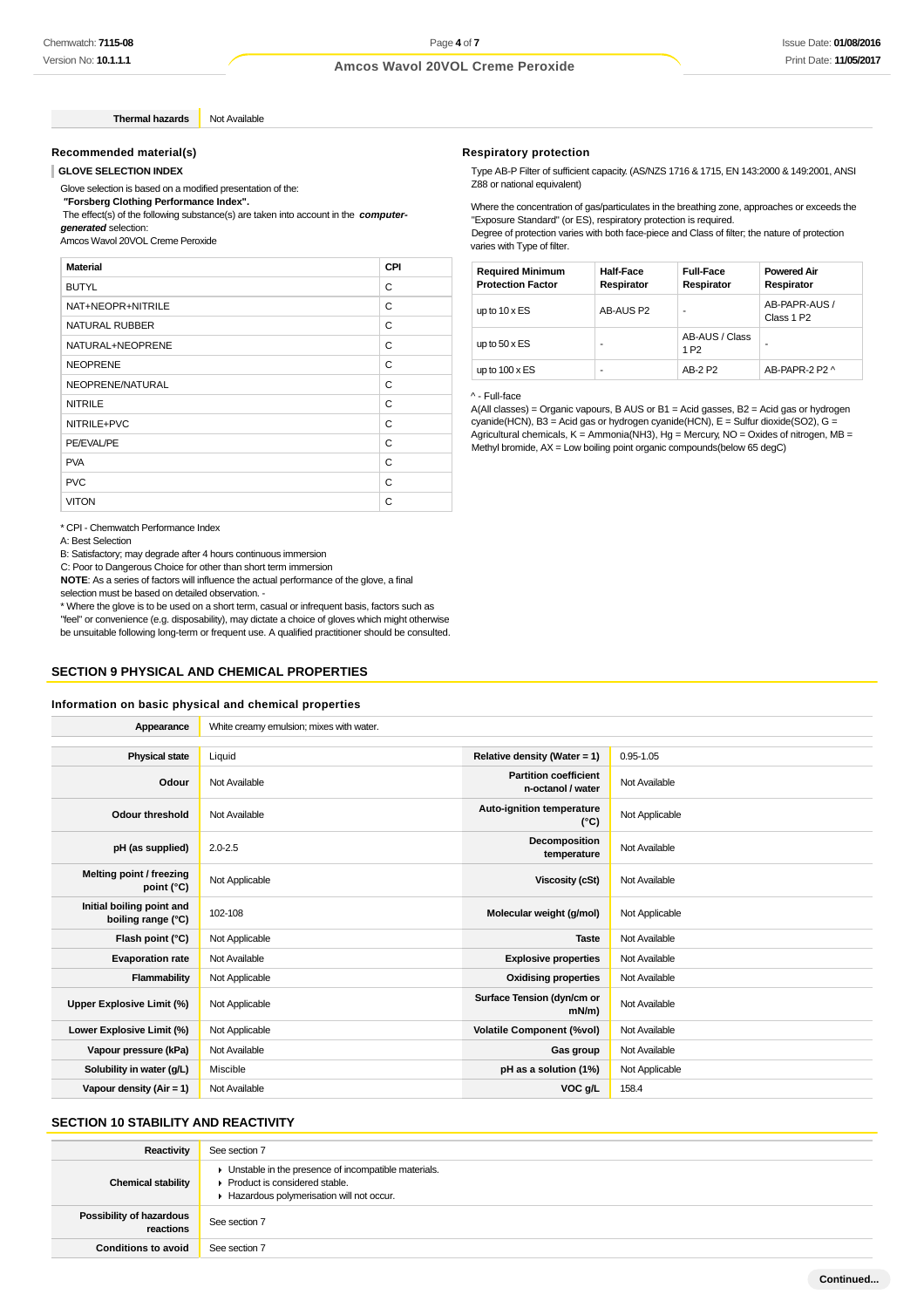| Thermal hazards | Not Available |
|---|---|

### Recommended material(s)

**GLOVE SELECTION INDEX**

Glove selection is based on a modified presentation of the:
**"Forsberg Clothing Performance Index".**
The effect(s) of the following substance(s) are taken into account in the ***computer-generated*** selection:
Amcos Wavol 20VOL Creme Peroxide

| Material | CPI |
|---|---|
| BUTYL | C |
| NAT+NEOPR+NITRILE | C |
| NATURAL RUBBER | C |
| NATURAL+NEOPRENE | C |
| NEOPRENE | C |
| NEOPRENE/NATURAL | C |
| NITRILE | C |
| NITRILE+PVC | C |
| PE/EVAL/PE | C |
| PVA | C |
| PVC | C |
| VITON | C |

* CPI - Chemwatch Performance Index
A: Best Selection
B: Satisfactory; may degrade after 4 hours continuous immersion
C: Poor to Dangerous Choice for other than short term immersion
**NOTE**: As a series of factors will influence the actual performance of the glove, a final selection must be based on detailed observation. -
* Where the glove is to be used on a short term, casual or infrequent basis, factors such as "feel" or convenience (e.g. disposability), may dictate a choice of gloves which might otherwise be unsuitable following long-term or frequent use. A qualified practitioner should be consulted.

### Respiratory protection

Type AB-P Filter of sufficient capacity. (AS/NZS 1716 & 1715, EN 143:2000 & 149:2001, ANSI Z88 or national equivalent)

Where the concentration of gas/particulates in the breathing zone, approaches or exceeds the "Exposure Standard" (or ES), respiratory protection is required.
Degree of protection varies with both face-piece and Class of filter; the nature of protection varies with Type of filter.

| Required Minimum Protection Factor | Half-Face Respirator | Full-Face Respirator | Powered Air Respirator |
|---|---|---|---|
| up to 10 x ES | AB-AUS P2 | - | AB-PAPR-AUS / Class 1 P2 |
| up to 50 x ES | - | AB-AUS / Class 1 P2 | - |
| up to 100 x ES | - | AB-2 P2 | AB-PAPR-2 P2 ^ |

^ - Full-face
A(All classes) = Organic vapours, B AUS or B1 = Acid gasses, B2 = Acid gas or hydrogen cyanide(HCN), B3 = Acid gas or hydrogen cyanide(HCN), E = Sulfur dioxide(SO2), G = Agricultural chemicals, K = Ammonia(NH3), Hg = Mercury, NO = Oxides of nitrogen, MB = Methyl bromide, AX = Low boiling point organic compounds(below 65 degC)

## SECTION 9 PHYSICAL AND CHEMICAL PROPERTIES

### Information on basic physical and chemical properties

| Appearance | White creamy emulsion; mixes with water. | | |
|---|---|---|---|
| Physical state | Liquid | Relative density (Water = 1) | 0.95-1.05 |
| Odour | Not Available | Partition coefficient n-octanol / water | Not Available |
| Odour threshold | Not Available | Auto-ignition temperature (°C) | Not Applicable |
| pH (as supplied) | 2.0-2.5 | Decomposition temperature | Not Available |
| Melting point / freezing point (°C) | Not Applicable | Viscosity (cSt) | Not Available |
| Initial boiling point and boiling range (°C) | 102-108 | Molecular weight (g/mol) | Not Applicable |
| Flash point (°C) | Not Applicable | Taste | Not Available |
| Evaporation rate | Not Available | Explosive properties | Not Available |
| Flammability | Not Applicable | Oxidising properties | Not Available |
| Upper Explosive Limit (%) | Not Applicable | Surface Tension (dyn/cm or mN/m) | Not Available |
| Lower Explosive Limit (%) | Not Applicable | Volatile Component (%vol) | Not Available |
| Vapour pressure (kPa) | Not Available | Gas group | Not Available |
| Solubility in water (g/L) | Miscible | pH as a solution (1%) | Not Applicable |
| Vapour density (Air = 1) | Not Available | VOC g/L | 158.4 |

## SECTION 10 STABILITY AND REACTIVITY

| Reactivity | See section 7 |
|---|---|
| Chemical stability | ▸ Unstable in the presence of incompatible materials.<br>▸ Product is considered stable.<br>▸ Hazardous polymerisation will not occur. |
| Possibility of hazardous reactions | See section 7 |
| Conditions to avoid | See section 7 |

Continued...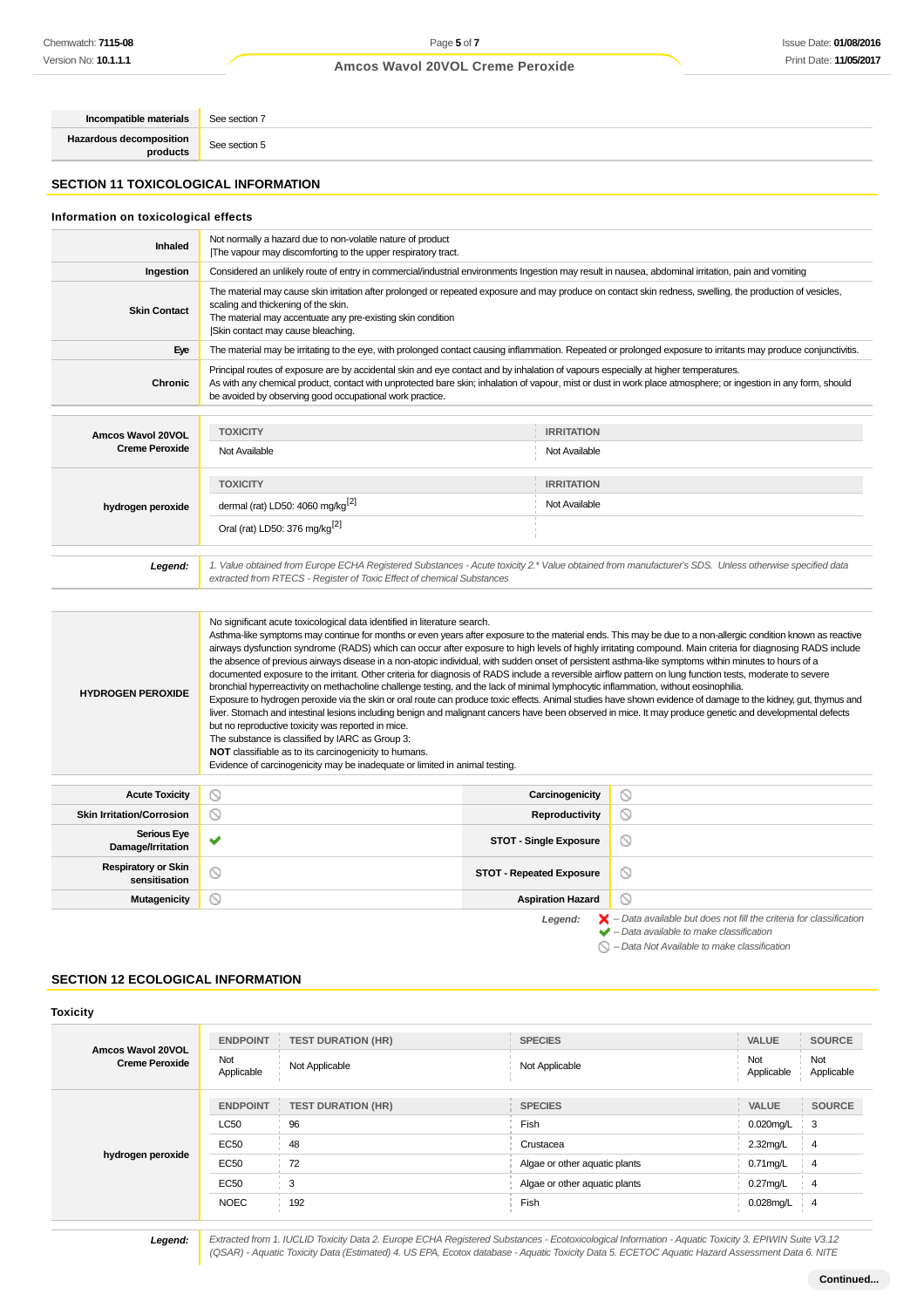| | |
|---|---|
| **Incompatible materials** | See section 7 |
| **Hazardous decomposition products** | See section 5 |

## SECTION 11 TOXICOLOGICAL INFORMATION

### Information on toxicological effects

| | |
|---|---|
| **Inhaled** | Not normally a hazard due to non-volatile nature of product<br>\|The vapour may discomforting to the upper respiratory tract. |
| **Ingestion** | Considered an unlikely route of entry in commercial/industrial environments Ingestion may result in nausea, abdominal irritation, pain and vomiting |
| **Skin Contact** | The material may cause skin irritation after prolonged or repeated exposure and may produce on contact skin redness, swelling, the production of vesicles, scaling and thickening of the skin.<br>The material may accentuate any pre-existing skin condition<br>\|Skin contact may cause bleaching. |
| **Eye** | The material may be irritating to the eye, with prolonged contact causing inflammation. Repeated or prolonged exposure to irritants may produce conjunctivitis. |
| **Chronic** | Principal routes of exposure are by accidental skin and eye contact and by inhalation of vapours especially at higher temperatures.<br>As with any chemical product, contact with unprotected bare skin; inhalation of vapour, mist or dust in work place atmosphere; or ingestion in any form, should be avoided by observing good occupational work practice. |

| | TOXICITY | IRRITATION |
|---|---|---|
| **Amcos Wavol 20VOL Creme Peroxide** | Not Available | Not Available |
| | **TOXICITY** | **IRRITATION** |
| **hydrogen peroxide** | dermal (rat) LD50: 4060 mg/kg[2] | Not Available |
| | Oral (rat) LD50: 376 mg/kg[2] | |
| ***Legend:*** | *1. Value obtained from Europe ECHA Registered Substances - Acute toxicity 2.\* Value obtained from manufacturer's SDS. Unless otherwise specified data extracted from RTECS - Register of Toxic Effect of chemical Substances* | |

| | |
|---|---|
| **HYDROGEN PEROXIDE** | No significant acute toxicological data identified in literature search.<br>Asthma-like symptoms may continue for months or even years after exposure to the material ends. This may be due to a non-allergic condition known as reactive airways dysfunction syndrome (RADS) which can occur after exposure to high levels of highly irritating compound. Main criteria for diagnosing RADS include the absence of previous airways disease in a non-atopic individual, with sudden onset of persistent asthma-like symptoms within minutes to hours of a documented exposure to the irritant. Other criteria for diagnosis of RADS include a reversible airflow pattern on lung function tests, moderate to severe bronchial hyperreactivity on methacholine challenge testing, and the lack of minimal lymphocytic inflammation, without eosinophilia.<br>Exposure to hydrogen peroxide via the skin or oral route can produce toxic effects. Animal studies have shown evidence of damage to the kidney, gut, thymus and liver. Stomach and intestinal lesions including benign and malignant cancers have been observed in mice. It may produce genetic and developmental defects but no reproductive toxicity was reported in mice.<br>The substance is classified by IARC as Group 3:<br>**NOT** classifiable as to its carcinogenicity to humans.<br>Evidence of carcinogenicity may be inadequate or limited in animal testing. |

| | | | |
|---|---|---|---|
| **Acute Toxicity** | ⃠ | **Carcinogenicity** | ⃠ |
| **Skin Irritation/Corrosion** | ⃠ | **Reproductivity** | ⃠ |
| **Serious Eye Damage/Irritation** | ✔ | **STOT - Single Exposure** | ⃠ |
| **Respiratory or Skin sensitisation** | ⃠ | **STOT - Repeated Exposure** | ⃠ |
| **Mutagenicity** | ⃠ | **Aspiration Hazard** | ⃠ |

*Legend:*
- ✘ *– Data available but does not fill the criteria for classification*
- ✔ *– Data available to make classification*
- ⃠ *– Data Not Available to make classification*

## SECTION 12 ECOLOGICAL INFORMATION

### Toxicity

| | ENDPOINT | TEST DURATION (HR) | SPECIES | VALUE | SOURCE |
|---|---|---|---|---|---|
| **Amcos Wavol 20VOL Creme Peroxide** | Not Applicable | Not Applicable | Not Applicable | Not Applicable | Not Applicable |
| | **ENDPOINT** | **TEST DURATION (HR)** | **SPECIES** | **VALUE** | **SOURCE** |
| **hydrogen peroxide** | LC50 | 96 | Fish | 0.020mg/L | 3 |
| | EC50 | 48 | Crustacea | 2.32mg/L | 4 |
| | EC50 | 72 | Algae or other aquatic plants | 0.71mg/L | 4 |
| | EC50 | 3 | Algae or other aquatic plants | 0.27mg/L | 4 |
| | NOEC | 192 | Fish | 0.028mg/L | 4 |

***Legend:*** *Extracted from 1. IUCLID Toxicity Data 2. Europe ECHA Registered Substances - Ecotoxicological Information - Aquatic Toxicity 3. EPIWIN Suite V3.12 (QSAR) - Aquatic Toxicity Data (Estimated) 4. US EPA, Ecotox database - Aquatic Toxicity Data 5. ECETOC Aquatic Hazard Assessment Data 6. NITE*

**Continued...**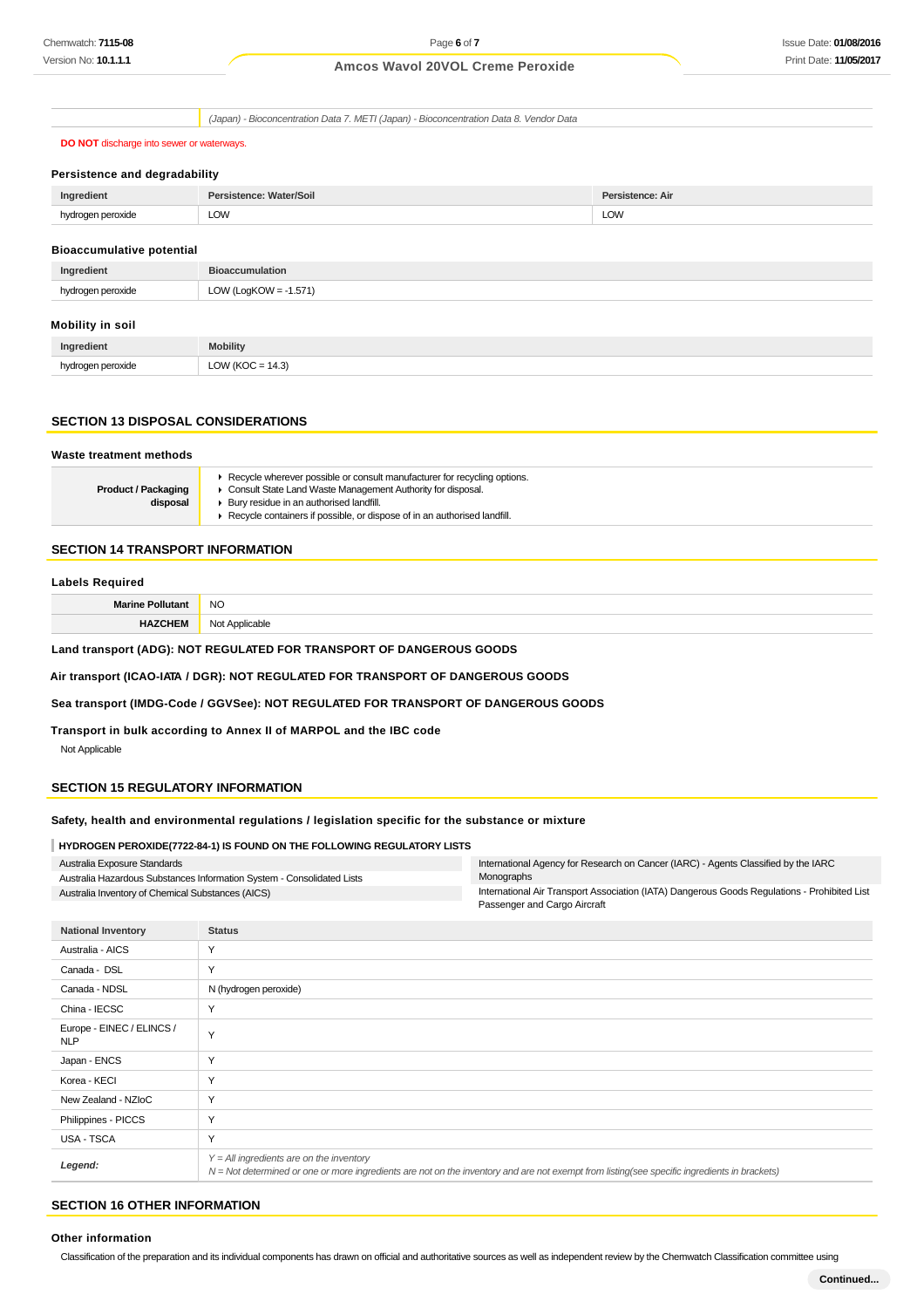| | (Japan) - Bioconcentration Data 7. METI (Japan) - Bioconcentration Data 8. Vendor Data |
|---|---|

**DO NOT** discharge into sewer or waterways.

### Persistence and degradability

| Ingredient | Persistence: Water/Soil | Persistence: Air |
|---|---|---|
| hydrogen peroxide | LOW | LOW |

### Bioaccumulative potential

| Ingredient | Bioaccumulation |
|---|---|
| hydrogen peroxide | LOW (LogKOW = -1.571) |

### Mobility in soil

| Ingredient | Mobility |
|---|---|
| hydrogen peroxide | LOW (KOC = 14.3) |

## SECTION 13 DISPOSAL CONSIDERATIONS

### Waste treatment methods

| | |
|---|---|
| **Product / Packaging disposal** | - Recycle wherever possible or consult manufacturer for recycling options.<br>- Consult State Land Waste Management Authority for disposal.<br>- Bury residue in an authorised landfill.<br>- Recycle containers if possible, or dispose of in an authorised landfill. |

## SECTION 14 TRANSPORT INFORMATION

### Labels Required

| | |
|---|---|
| **Marine Pollutant** | NO |
| **HAZCHEM** | Not Applicable |

**Land transport (ADG): NOT REGULATED FOR TRANSPORT OF DANGEROUS GOODS**

**Air transport (ICAO-IATA / DGR): NOT REGULATED FOR TRANSPORT OF DANGEROUS GOODS**

**Sea transport (IMDG-Code / GGVSee): NOT REGULATED FOR TRANSPORT OF DANGEROUS GOODS**

**Transport in bulk according to Annex II of MARPOL and the IBC code**

Not Applicable

## SECTION 15 REGULATORY INFORMATION

### Safety, health and environmental regulations / legislation specific for the substance or mixture

**HYDROGEN PEROXIDE(7722-84-1) IS FOUND ON THE FOLLOWING REGULATORY LISTS**

| | |
|---|---|
| Australia Exposure Standards | International Agency for Research on Cancer (IARC) - Agents Classified by the IARC Monographs |
| Australia Hazardous Substances Information System - Consolidated Lists | International Air Transport Association (IATA) Dangerous Goods Regulations - Prohibited List Passenger and Cargo Aircraft |
| Australia Inventory of Chemical Substances (AICS) | |

| National Inventory | Status |
|---|---|
| Australia - AICS | Y |
| Canada - DSL | Y |
| Canada - NDSL | N (hydrogen peroxide) |
| China - IECSC | Y |
| Europe - EINEC / ELINCS / NLP | Y |
| Japan - ENCS | Y |
| Korea - KECI | Y |
| New Zealand - NZIoC | Y |
| Philippines - PICCS | Y |
| USA - TSCA | Y |
| ***Legend:*** | *Y = All ingredients are on the inventory*<br>*N = Not determined or one or more ingredients are not on the inventory and are not exempt from listing(see specific ingredients in brackets)* |

## SECTION 16 OTHER INFORMATION

### Other information

Classification of the preparation and its individual components has drawn on official and authoritative sources as well as independent review by the Chemwatch Classification committee using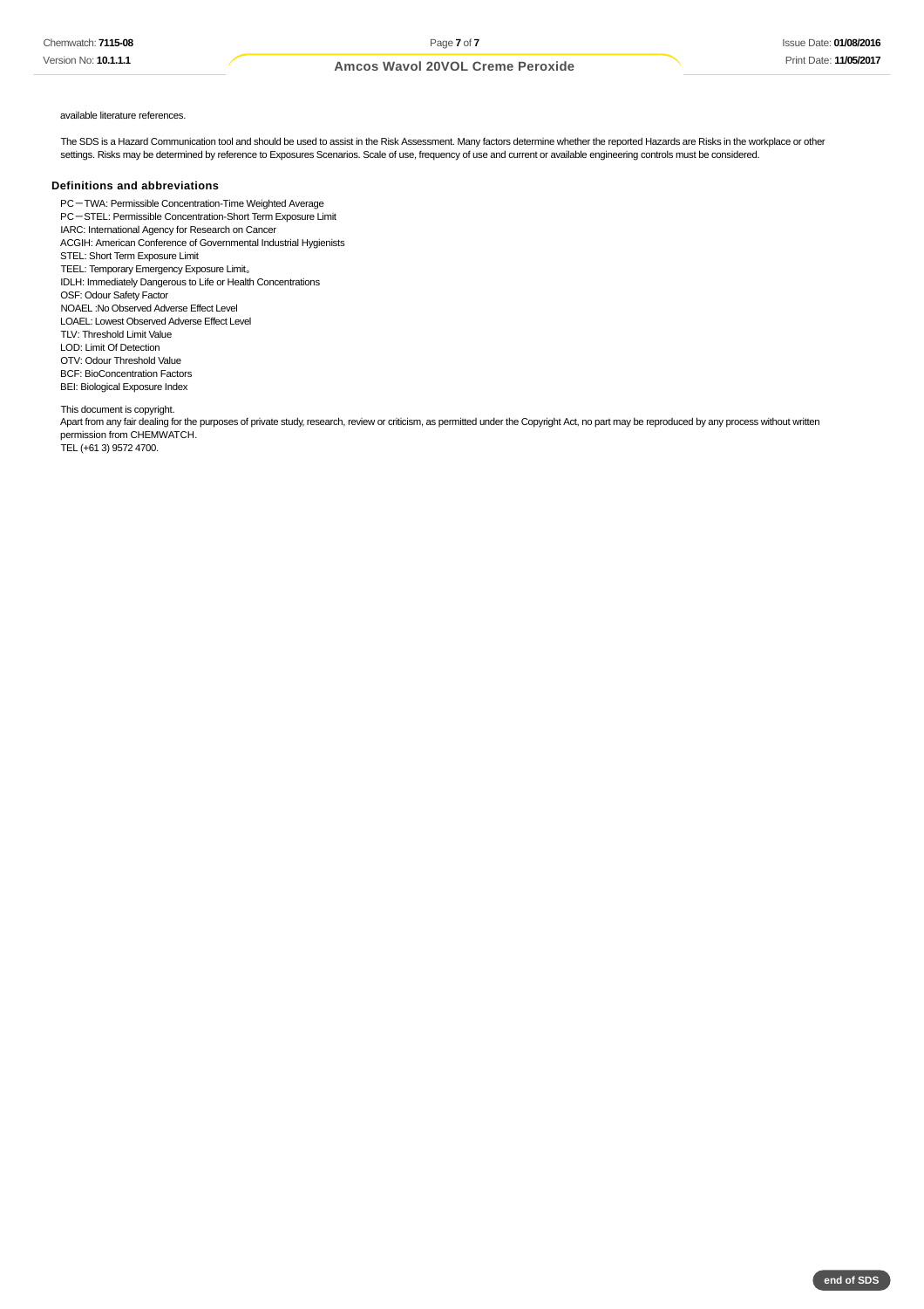available literature references.

The SDS is a Hazard Communication tool and should be used to assist in the Risk Assessment. Many factors determine whether the reported Hazards are Risks in the workplace or other settings. Risks may be determined by reference to Exposures Scenarios. Scale of use, frequency of use and current or available engineering controls must be considered.

### Definitions and abbreviations

PC－TWA: Permissible Concentration-Time Weighted Average
PC－STEL: Permissible Concentration-Short Term Exposure Limit
IARC: International Agency for Research on Cancer
ACGIH: American Conference of Governmental Industrial Hygienists
STEL: Short Term Exposure Limit
TEEL: Temporary Emergency Exposure Limit。
IDLH: Immediately Dangerous to Life or Health Concentrations
OSF: Odour Safety Factor
NOAEL :No Observed Adverse Effect Level
LOAEL: Lowest Observed Adverse Effect Level
TLV: Threshold Limit Value
LOD: Limit Of Detection
OTV: Odour Threshold Value
BCF: BioConcentration Factors
BEI: Biological Exposure Index

This document is copyright.
Apart from any fair dealing for the purposes of private study, research, review or criticism, as permitted under the Copyright Act, no part may be reproduced by any process without written permission from CHEMWATCH.
TEL (+61 3) 9572 4700.

**end of SDS**